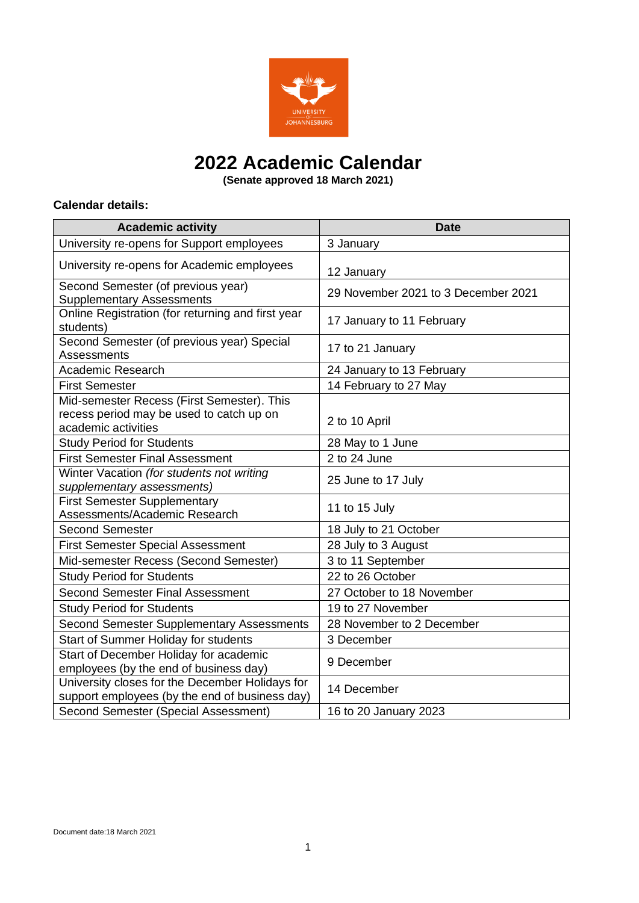# 2022 Academic Calendar

**(Senate approved 18 March 2021)**

**Calendar details:**

| Academic activity | Date |
|---|---|
| University re-opens for Support employees | 3 January |
| University re-opens for Academic employees | 12 January |
| Second Semester (of previous year) Supplementary Assessments | 29 November 2021 to 3 December 2021 |
| Online Registration (for returning and first year students) | 17 January to 11 February |
| Second Semester (of previous year) Special Assessments | 17 to 21 January |
| Academic Research | 24 January to 13 February |
| First Semester | 14 February to 27 May |
| Mid-semester Recess (First Semester). This recess period may be used to catch up on academic activities | 2 to 10 April |
| Study Period for Students | 28 May to 1 June |
| First Semester Final Assessment | 2 to 24 June |
| Winter Vacation *(for students not writing supplementary assessments)* | 25 June to 17 July |
| First Semester Supplementary Assessments/Academic Research | 11 to 15 July |
| Second Semester | 18 July to 21 October |
| First Semester Special Assessment | 28 July to 3 August |
| Mid-semester Recess (Second Semester) | 3 to 11 September |
| Study Period for Students | 22 to 26 October |
| Second Semester Final Assessment | 27 October to 18 November |
| Study Period for Students | 19 to 27 November |
| Second Semester Supplementary Assessments | 28 November to 2 December |
| Start of Summer Holiday for students | 3 December |
| Start of December Holiday for academic employees (by the end of business day) | 9 December |
| University closes for the December Holidays for support employees (by the end of business day) | 14 December |
| Second Semester (Special Assessment) | 16 to 20 January 2023 |

Document date:18 March 2021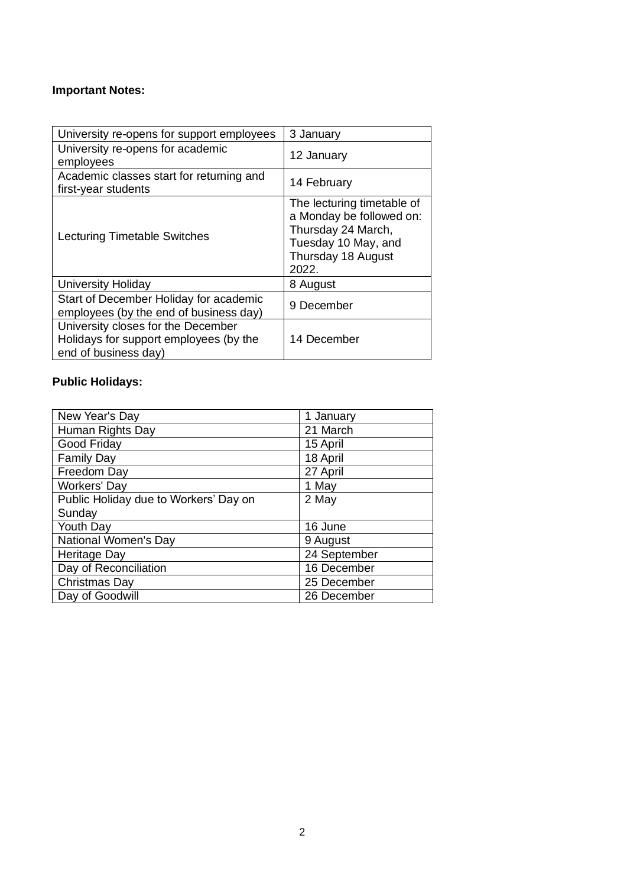**Important Notes:**

| University re-opens for support employees | 3 January |
|---|---|
| University re-opens for academic employees | 12 January |
| Academic classes start for returning and first-year students | 14 February |
| Lecturing Timetable Switches | The lecturing timetable of a Monday be followed on: Thursday 24 March, Tuesday 10 May, and Thursday 18 August 2022. |
| University Holiday | 8 August |
| Start of December Holiday for academic employees (by the end of business day) | 9 December |
| University closes for the December Holidays for support employees (by the end of business day) | 14 December |

**Public Holidays:**

| New Year's Day | 1 January |
|---|---|
| Human Rights Day | 21 March |
| Good Friday | 15 April |
| Family Day | 18 April |
| Freedom Day | 27 April |
| Workers' Day | 1 May |
| Public Holiday due to Workers' Day on Sunday | 2 May |
| Youth Day | 16 June |
| National Women's Day | 9 August |
| Heritage Day | 24 September |
| Day of Reconciliation | 16 December |
| Christmas Day | 25 December |
| Day of Goodwill | 26 December |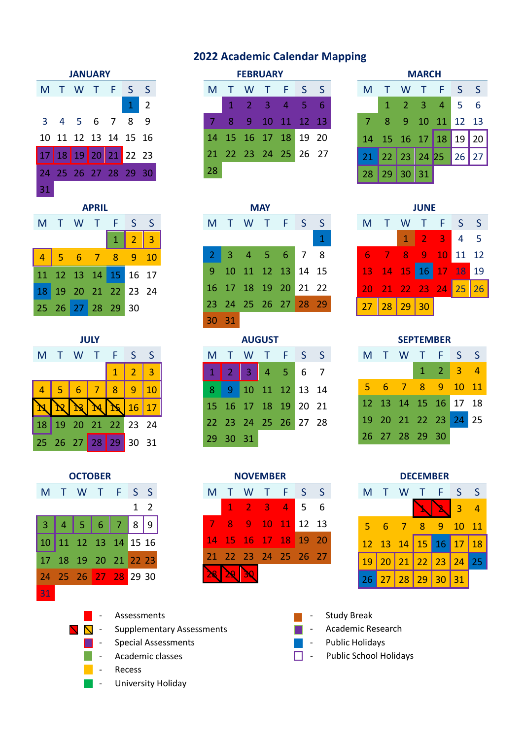# 2022 Academic Calendar Mapping

## JANUARY

| M | T | W | T | F | S | S |
|---|---|---|---|---|---|---|
| | | | | | 1 | 2 |
| 3 | 4 | 5 | 6 | 7 | 8 | 9 |
| 10 | 11 | 12 | 13 | 14 | 15 | 16 |
| 17 | 18 | 19 | 20 | 21 | 22 | 23 |
| 24 | 25 | 26 | 27 | 28 | 29 | 30 |
| 31 | | | | | | |

## FEBRUARY

| M | T | W | T | F | S | S |
|---|---|---|---|---|---|---|
| | 1 | 2 | 3 | 4 | 5 | 6 |
| 7 | 8 | 9 | 10 | 11 | 12 | 13 |
| 14 | 15 | 16 | 17 | 18 | 19 | 20 |
| 21 | 22 | 23 | 24 | 25 | 26 | 27 |
| 28 | | | | | | |

## MARCH

| M | T | W | T | F | S | S |
|---|---|---|---|---|---|---|
| | 1 | 2 | 3 | 4 | 5 | 6 |
| 7 | 8 | 9 | 10 | 11 | 12 | 13 |
| 14 | 15 | 16 | 17 | 18 | 19 | 20 |
| 21 | 22 | 23 | 24 | 25 | 26 | 27 |
| 28 | 29 | 30 | 31 | | | |

## APRIL

| M | T | W | T | F | S | S |
|---|---|---|---|---|---|---|
| | | | | 1 | 2 | 3 |
| 4 | 5 | 6 | 7 | 8 | 9 | 10 |
| 11 | 12 | 13 | 14 | 15 | 16 | 17 |
| 18 | 19 | 20 | 21 | 22 | 23 | 24 |
| 25 | 26 | 27 | 28 | 29 | 30 | |

## MAY

| M | T | W | T | F | S | S |
|---|---|---|---|---|---|---|
| | | | | | | 1 |
| 2 | 3 | 4 | 5 | 6 | 7 | 8 |
| 9 | 10 | 11 | 12 | 13 | 14 | 15 |
| 16 | 17 | 18 | 19 | 20 | 21 | 22 |
| 23 | 24 | 25 | 26 | 27 | 28 | 29 |
| 30 | 31 | | | | | |

## JUNE

| M | T | W | T | F | S | S |
|---|---|---|---|---|---|---|
| | | 1 | 2 | 3 | 4 | 5 |
| 6 | 7 | 8 | 9 | 10 | 11 | 12 |
| 13 | 14 | 15 | 16 | 17 | 18 | 19 |
| 20 | 21 | 22 | 23 | 24 | 25 | 26 |
| 27 | 28 | 29 | 30 | | | |

## JULY

| M | T | W | T | F | S | S |
|---|---|---|---|---|---|---|
| | | | | 1 | 2 | 3 |
| 4 | 5 | 6 | 7 | 8 | 9 | 10 |
| 11 | 12 | 13 | 14 | 15 | 16 | 17 |
| 18 | 19 | 20 | 21 | 22 | 23 | 24 |
| 25 | 26 | 27 | 28 | 29 | 30 | 31 |

## AUGUST

| M | T | W | T | F | S | S |
|---|---|---|---|---|---|---|
| 1 | 2 | 3 | 4 | 5 | 6 | 7 |
| 8 | 9 | 10 | 11 | 12 | 13 | 14 |
| 15 | 16 | 17 | 18 | 19 | 20 | 21 |
| 22 | 23 | 24 | 25 | 26 | 27 | 28 |
| 29 | 30 | 31 | | | | |

## SEPTEMBER

| M | T | W | T | F | S | S |
|---|---|---|---|---|---|---|
| | | | 1 | 2 | 3 | 4 |
| 5 | 6 | 7 | 8 | 9 | 10 | 11 |
| 12 | 13 | 14 | 15 | 16 | 17 | 18 |
| 19 | 20 | 21 | 22 | 23 | 24 | 25 |
| 26 | 27 | 28 | 29 | 30 | | |

## OCTOBER

| M | T | W | T | F | S | S |
|---|---|---|---|---|---|---|
| | | | | | 1 | 2 |
| 3 | 4 | 5 | 6 | 7 | 8 | 9 |
| 10 | 11 | 12 | 13 | 14 | 15 | 16 |
| 17 | 18 | 19 | 20 | 21 | 22 | 23 |
| 24 | 25 | 26 | 27 | 28 | 29 | 30 |
| 31 | | | | | | |

## NOVEMBER

| M | T | W | T | F | S | S |
|---|---|---|---|---|---|---|
| | 1 | 2 | 3 | 4 | 5 | 6 |
| 7 | 8 | 9 | 10 | 11 | 12 | 13 |
| 14 | 15 | 16 | 17 | 18 | 19 | 20 |
| 21 | 22 | 23 | 24 | 25 | 26 | 27 |
| 28 | 29 | 30 | | | | |

## DECEMBER

| M | T | W | T | F | S | S |
|---|---|---|---|---|---|---|
| | | | 1 | 2 | 3 | 4 |
| 5 | 6 | 7 | 8 | 9 | 10 | 11 |
| 12 | 13 | 14 | 15 | 16 | 17 | 18 |
| 19 | 20 | 21 | 22 | 23 | 24 | 25 |
| 26 | 27 | 28 | 29 | 30 | 31 | |

- Assessments
- Supplementary Assessments
- Special Assessments
- Academic classes
- Recess
- University Holiday
- Study Break
- Academic Research
- Public Holidays
- Public School Holidays